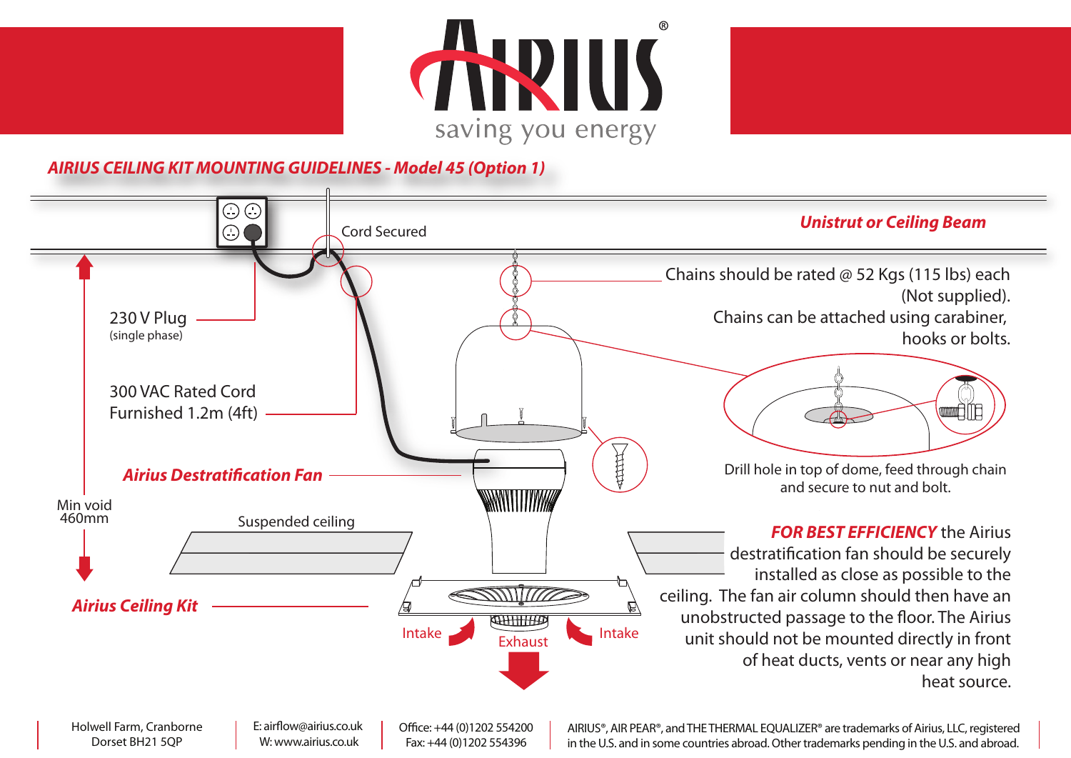# AIRIUS®

saving you energy

## *AIRIUS CEILING KIT MOUNTING GUIDELINES - Model 45 (Option 1)*

***Unistrut or Ceiling Beam***

Cord Secured

Chains should be rated @ 52 Kgs (115 lbs) each (Not supplied). Chains can be attached using carabiner, hooks or bolts.

230 V Plug (single phase)

300 VAC Rated Cord Furnished 1.2m (4ft)

Drill hole in top of dome, feed through chain and secure to nut and bolt.

***Airius Destratification Fan***

Min void 460mm

Suspended ceiling

***Airius Ceiling Kit***

Intake

Exhaust

Intake

***FOR BEST EFFICIENCY*** the Airius destratification fan should be securely installed as close as possible to the ceiling. The fan air column should then have an unobstructed passage to the floor. The Airius unit should not be mounted directly in front of heat ducts, vents or near any high heat source.

Holwell Farm, Cranborne
Dorset BH21 5QP

E: airflow@airius.co.uk
W: www.airius.co.uk

Office: +44 (0)1202 554200
Fax: +44 (0)1202 554396

AIRIUS®, AIR PEAR®, and THE THERMAL EQUALIZER® are trademarks of Airius, LLC, registered in the U.S. and in some countries abroad. Other trademarks pending in the U.S. and abroad.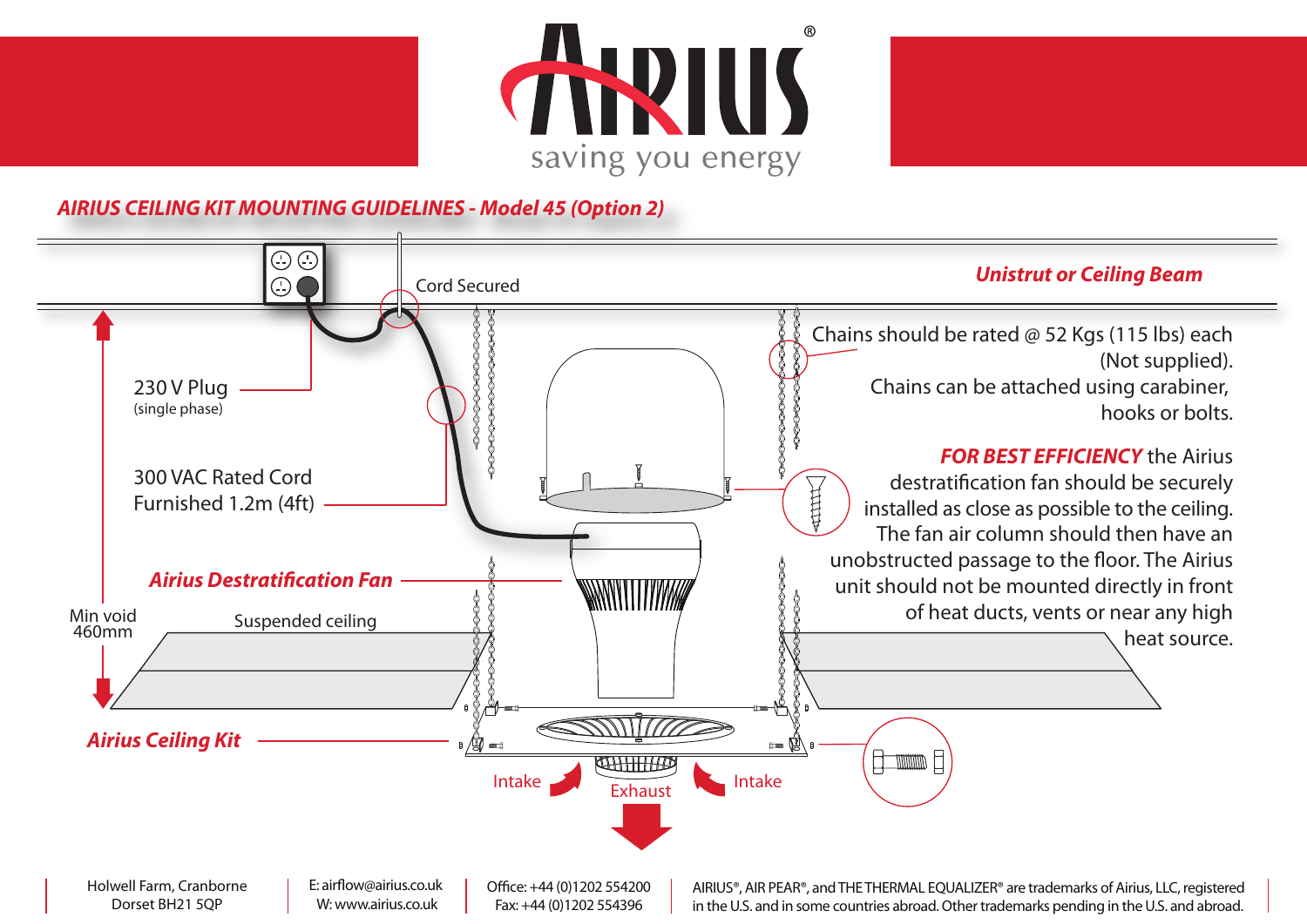# AIRIUS® saving you energy

## AIRIUS CEILING KIT MOUNTING GUIDELINES - Model 45 (Option 2)

Unistrut or Ceiling Beam

Cord Secured

Chains should be rated @ 52 Kgs (115 lbs) each (Not supplied).
Chains can be attached using carabiner, hooks or bolts.

230 V Plug
(single phase)

300 VAC Rated Cord Furnished 1.2m (4ft)

***FOR BEST EFFICIENCY*** the Airius destratification fan should be securely installed as close as possible to the ceiling. The fan air column should then have an unobstructed passage to the floor. The Airius unit should not be mounted directly in front of heat ducts, vents or near any high heat source.

Airius Destratification Fan

Min void 460mm

Suspended ceiling

Airius Ceiling Kit

Intake

Exhaust

Intake

Holwell Farm, Cranborne
Dorset BH21 5QP

E: airflow@airius.co.uk
W: www.airius.co.uk

Office: +44 (0)1202 554200
Fax: +44 (0)1202 554396

AIRIUS®, AIR PEAR®, and THE THERMAL EQUALIZER® are trademarks of Airius, LLC, registered in the U.S. and in some countries abroad. Other trademarks pending in the U.S. and abroad.